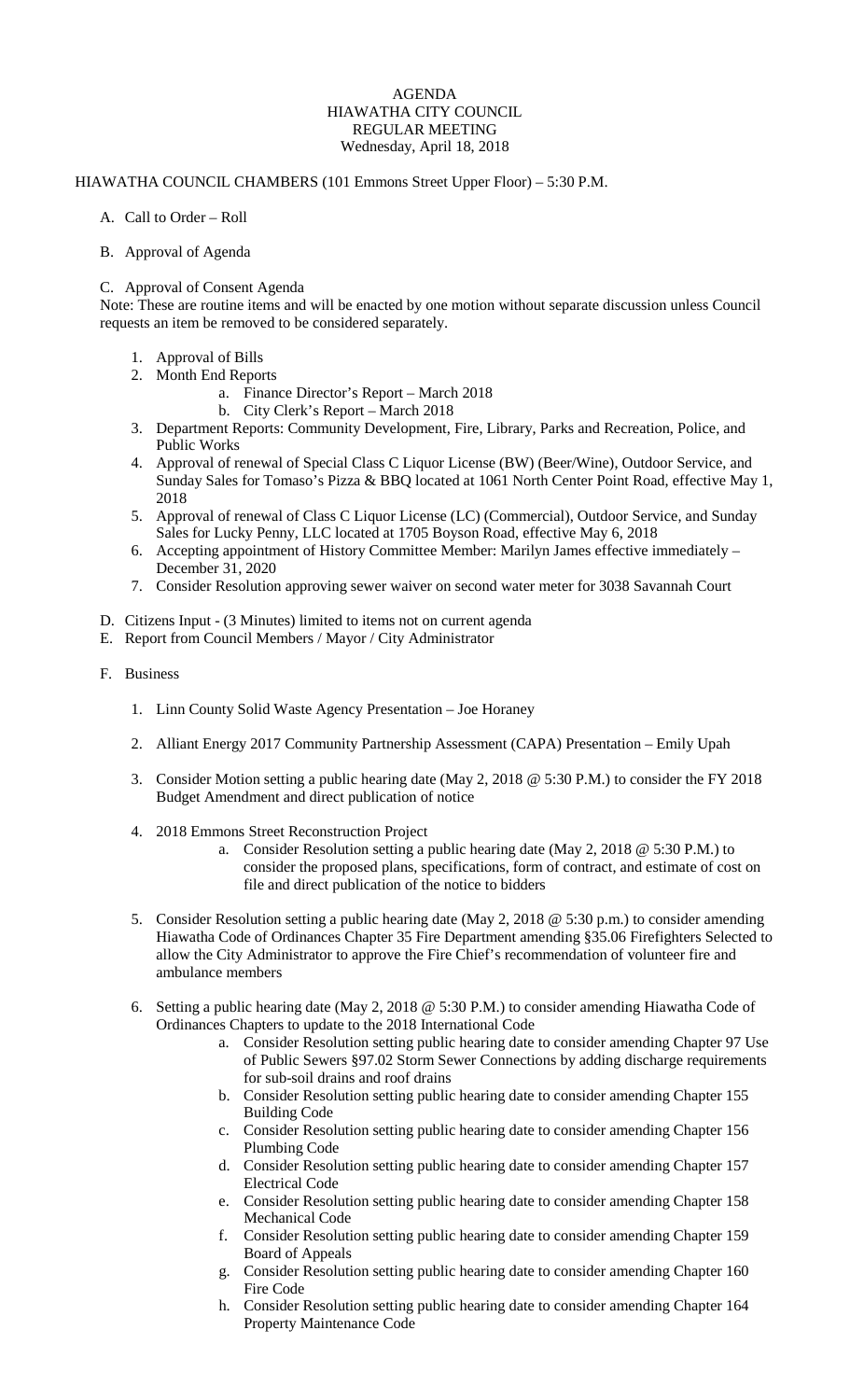# AGENDA
## HIAWATHA CITY COUNCIL
## REGULAR MEETING
### Wednesday, April 18, 2018

HIAWATHA COUNCIL CHAMBERS (101 Emmons Street Upper Floor) – 5:30 P.M.

A. Call to Order – Roll

B. Approval of Agenda

C. Approval of Consent Agenda

Note: These are routine items and will be enacted by one motion without separate discussion unless Council requests an item be removed to be considered separately.

1. Approval of Bills
2. Month End Reports
   a. Finance Director's Report – March 2018
   b. City Clerk's Report – March 2018
3. Department Reports: Community Development, Fire, Library, Parks and Recreation, Police, and Public Works
4. Approval of renewal of Special Class C Liquor License (BW) (Beer/Wine), Outdoor Service, and Sunday Sales for Tomaso's Pizza & BBQ located at 1061 North Center Point Road, effective May 1, 2018
5. Approval of renewal of Class C Liquor License (LC) (Commercial), Outdoor Service, and Sunday Sales for Lucky Penny, LLC located at 1705 Boyson Road, effective May 6, 2018
6. Accepting appointment of History Committee Member: Marilyn James effective immediately – December 31, 2020
7. Consider Resolution approving sewer waiver on second water meter for 3038 Savannah Court

D. Citizens Input - (3 Minutes) limited to items not on current agenda

E. Report from Council Members / Mayor / City Administrator

F. Business

1. Linn County Solid Waste Agency Presentation – Joe Horaney

2. Alliant Energy 2017 Community Partnership Assessment (CAPA) Presentation – Emily Upah

3. Consider Motion setting a public hearing date (May 2, 2018 @ 5:30 P.M.) to consider the FY 2018 Budget Amendment and direct publication of notice

4. 2018 Emmons Street Reconstruction Project
   a. Consider Resolution setting a public hearing date (May 2, 2018 @ 5:30 P.M.) to consider the proposed plans, specifications, form of contract, and estimate of cost on file and direct publication of the notice to bidders

5. Consider Resolution setting a public hearing date (May 2, 2018 @ 5:30 p.m.) to consider amending Hiawatha Code of Ordinances Chapter 35 Fire Department amending §35.06 Firefighters Selected to allow the City Administrator to approve the Fire Chief's recommendation of volunteer fire and ambulance members

6. Setting a public hearing date (May 2, 2018 @ 5:30 P.M.) to consider amending Hiawatha Code of Ordinances Chapters to update to the 2018 International Code
   a. Consider Resolution setting public hearing date to consider amending Chapter 97 Use of Public Sewers §97.02 Storm Sewer Connections by adding discharge requirements for sub-soil drains and roof drains
   b. Consider Resolution setting public hearing date to consider amending Chapter 155 Building Code
   c. Consider Resolution setting public hearing date to consider amending Chapter 156 Plumbing Code
   d. Consider Resolution setting public hearing date to consider amending Chapter 157 Electrical Code
   e. Consider Resolution setting public hearing date to consider amending Chapter 158 Mechanical Code
   f. Consider Resolution setting public hearing date to consider amending Chapter 159 Board of Appeals
   g. Consider Resolution setting public hearing date to consider amending Chapter 160 Fire Code
   h. Consider Resolution setting public hearing date to consider amending Chapter 164 Property Maintenance Code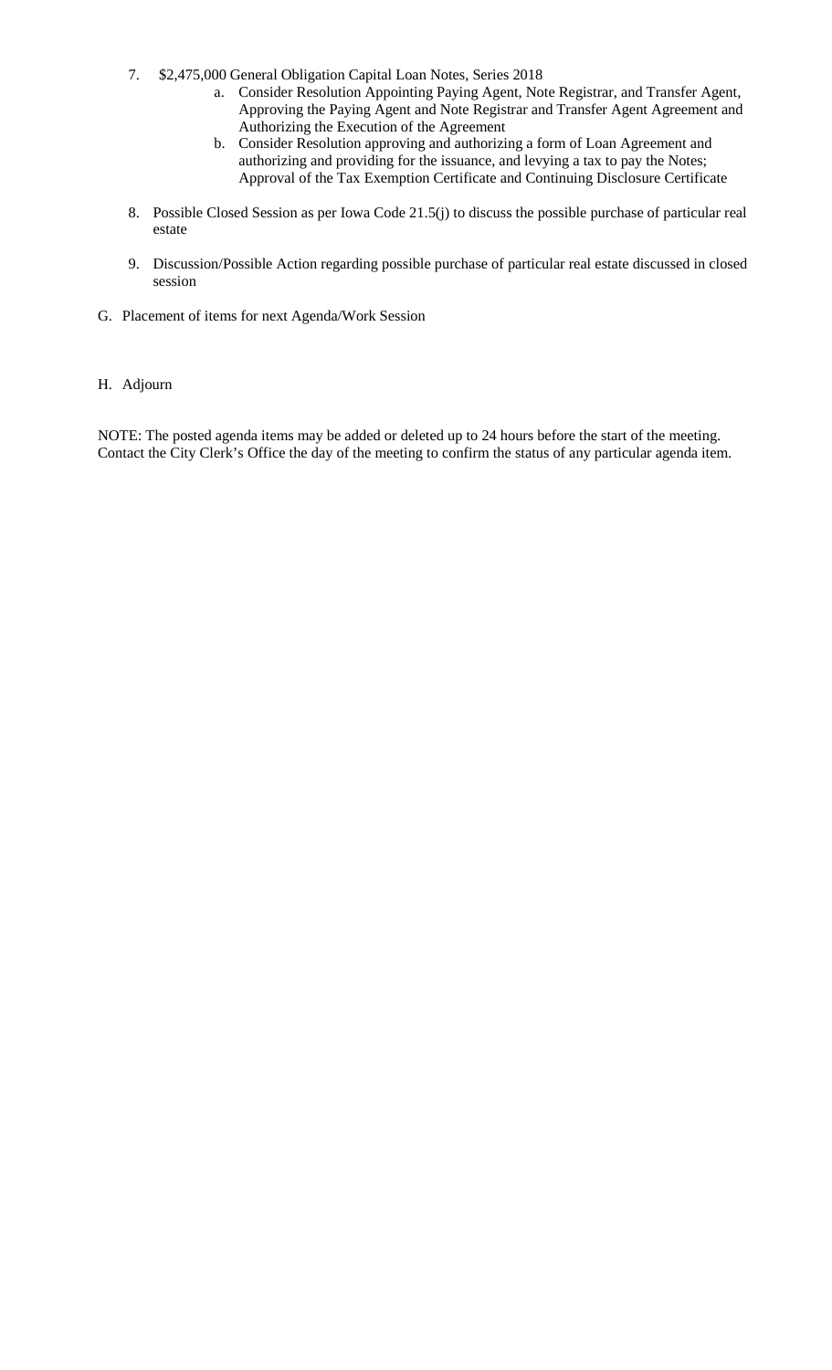7. $2,475,000 General Obligation Capital Loan Notes, Series 2018
    a. Consider Resolution Appointing Paying Agent, Note Registrar, and Transfer Agent, Approving the Paying Agent and Note Registrar and Transfer Agent Agreement and Authorizing the Execution of the Agreement
    b. Consider Resolution approving and authorizing a form of Loan Agreement and authorizing and providing for the issuance, and levying a tax to pay the Notes; Approval of the Tax Exemption Certificate and Continuing Disclosure Certificate

8. Possible Closed Session as per Iowa Code 21.5(j) to discuss the possible purchase of particular real estate

9. Discussion/Possible Action regarding possible purchase of particular real estate discussed in closed session

G. Placement of items for next Agenda/Work Session

H. Adjourn

NOTE: The posted agenda items may be added or deleted up to 24 hours before the start of the meeting. Contact the City Clerk's Office the day of the meeting to confirm the status of any particular agenda item.